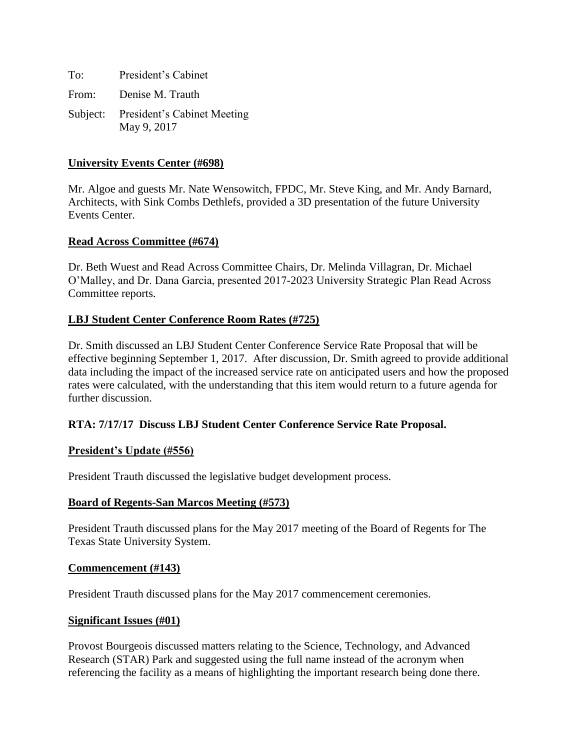To: President's Cabinet

From: Denise M. Trauth

Subject: President's Cabinet Meeting
May 9, 2017

**University Events Center (#698)**

Mr. Algoe and guests Mr. Nate Wensowitch, FPDC, Mr. Steve King, and Mr. Andy Barnard, Architects, with Sink Combs Dethlefs, provided a 3D presentation of the future University Events Center.

**Read Across Committee (#674)**

Dr. Beth Wuest and Read Across Committee Chairs, Dr. Melinda Villagran, Dr. Michael O'Malley, and Dr. Dana Garcia, presented 2017-2023 University Strategic Plan Read Across Committee reports.

**LBJ Student Center Conference Room Rates (#725)**

Dr. Smith discussed an LBJ Student Center Conference Service Rate Proposal that will be effective beginning September 1, 2017. After discussion, Dr. Smith agreed to provide additional data including the impact of the increased service rate on anticipated users and how the proposed rates were calculated, with the understanding that this item would return to a future agenda for further discussion.

**RTA: 7/17/17 Discuss LBJ Student Center Conference Service Rate Proposal.**

**President's Update (#556)**

President Trauth discussed the legislative budget development process.

**Board of Regents-San Marcos Meeting (#573)**

President Trauth discussed plans for the May 2017 meeting of the Board of Regents for The Texas State University System.

**Commencement (#143)**

President Trauth discussed plans for the May 2017 commencement ceremonies.

**Significant Issues (#01)**

Provost Bourgeois discussed matters relating to the Science, Technology, and Advanced Research (STAR) Park and suggested using the full name instead of the acronym when referencing the facility as a means of highlighting the important research being done there.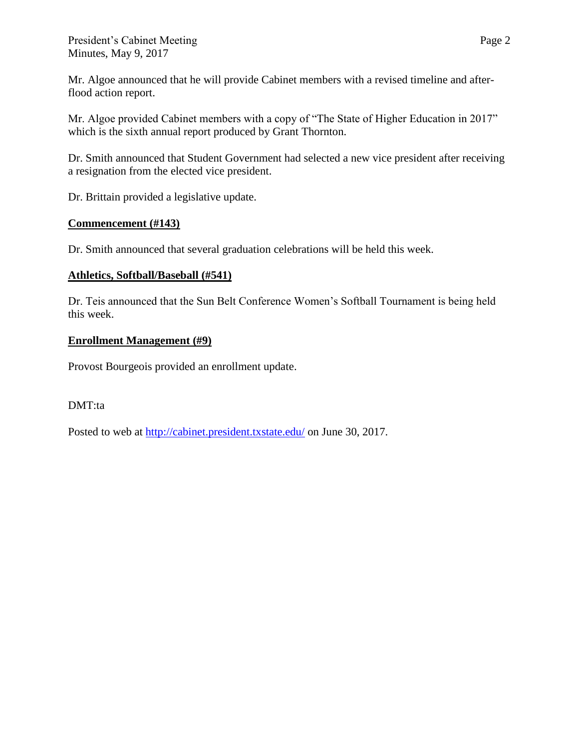Mr. Algoe announced that he will provide Cabinet members with a revised timeline and after-flood action report.

Mr. Algoe provided Cabinet members with a copy of "The State of Higher Education in 2017" which is the sixth annual report produced by Grant Thornton.

Dr. Smith announced that Student Government had selected a new vice president after receiving a resignation from the elected vice president.

Dr. Brittain provided a legislative update.

**Commencement (#143)**

Dr. Smith announced that several graduation celebrations will be held this week.

**Athletics, Softball/Baseball (#541)**

Dr. Teis announced that the Sun Belt Conference Women's Softball Tournament is being held this week.

**Enrollment Management (#9)**

Provost Bourgeois provided an enrollment update.

DMT:ta

Posted to web at http://cabinet.president.txstate.edu/ on June 30, 2017.